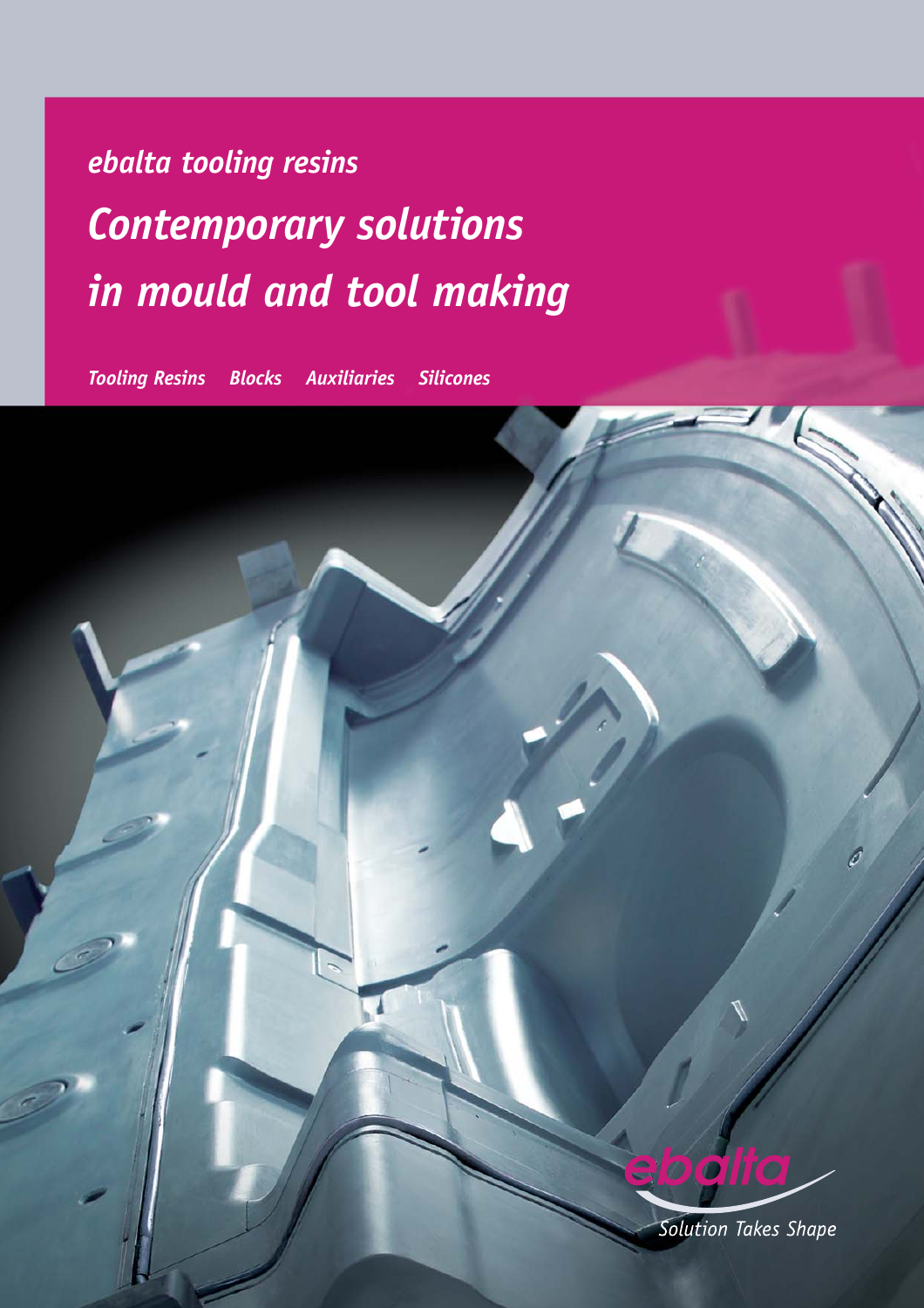*ebalta tooling resins*

# *Contemporary solutions in mould and tool making*

*Tooling Resins Blocks Auxiliaries Silicones*

ebalta

*Solution Takes Shape*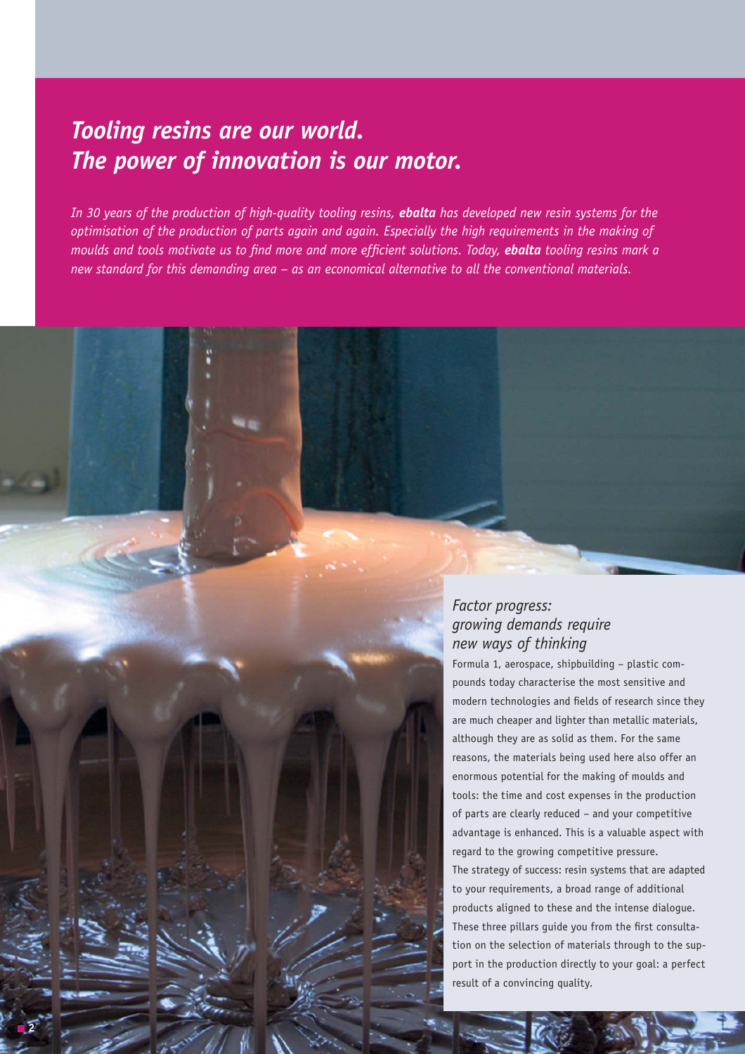# *Tooling resins are our world. The power of innovation is our motor.*

*In 30 years of the production of high-quality tooling resins, **ebalta** has developed new resin systems for the optimisation of the production of parts again and again. Especially the high requirements in the making of moulds and tools motivate us to find more and more efficient solutions. Today, **ebalta** tooling resins mark a new standard for this demanding area – as an economical alternative to all the conventional materials.*

## *Factor progress: growing demands require new ways of thinking*

Formula 1, aerospace, shipbuilding – plastic compounds today characterise the most sensitive and modern technologies and fields of research since they are much cheaper and lighter than metallic materials, although they are as solid as them. For the same reasons, the materials being used here also offer an enormous potential for the making of moulds and tools: the time and cost expenses in the production of parts are clearly reduced – and your competitive advantage is enhanced. This is a valuable aspect with regard to the growing competitive pressure.

The strategy of success: resin systems that are adapted to your requirements, a broad range of additional products aligned to these and the intense dialogue. These three pillars guide you from the first consultation on the selection of materials through to the support in the production directly to your goal: a perfect result of a convincing quality.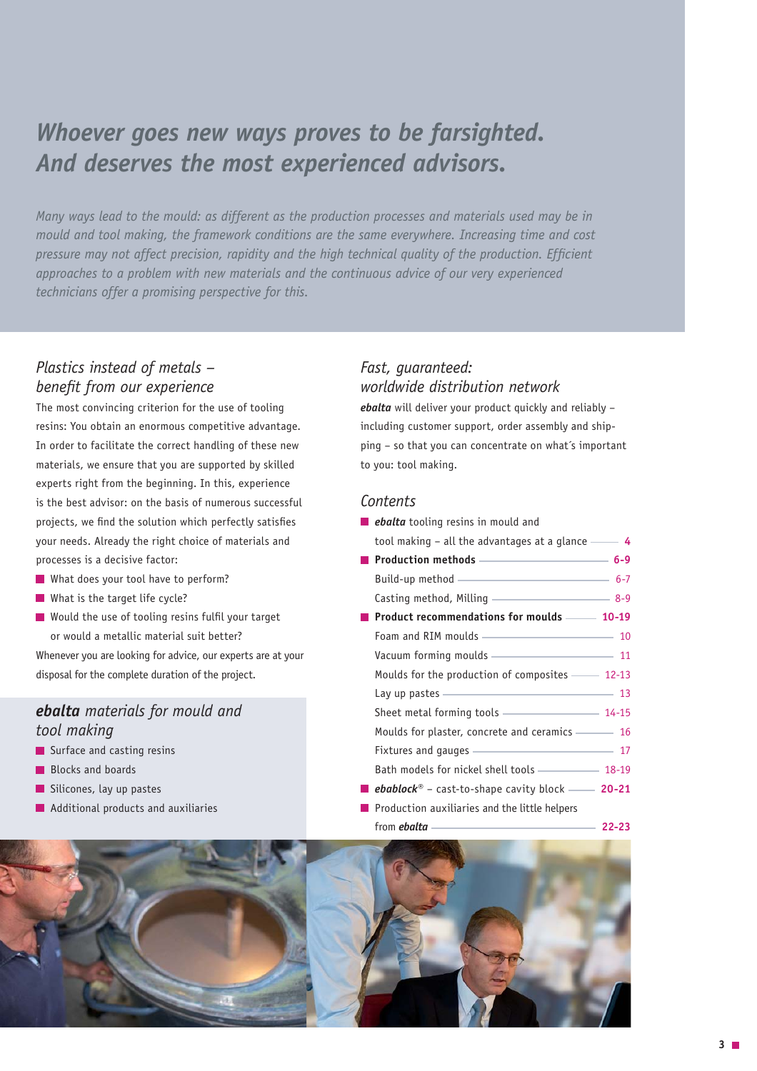# *Whoever goes new ways proves to be farsighted. And deserves the most experienced advisors.*

*Many ways lead to the mould: as different as the production processes and materials used may be in mould and tool making, the framework conditions are the same everywhere. Increasing time and cost pressure may not affect precision, rapidity and the high technical quality of the production. Efficient approaches to a problem with new materials and the continuous advice of our very experienced technicians offer a promising perspective for this.*

## *Plastics instead of metals – benefit from our experience*

The most convincing criterion for the use of tooling resins: You obtain an enormous competitive advantage. In order to facilitate the correct handling of these new materials, we ensure that you are supported by skilled experts right from the beginning. In this, experience is the best advisor: on the basis of numerous successful projects, we find the solution which perfectly satisfies your needs. Already the right choice of materials and processes is a decisive factor:

- What does your tool have to perform?
- What is the target life cycle?
- Would the use of tooling resins fulfil your target or would a metallic material suit better?

Whenever you are looking for advice, our experts are at your disposal for the complete duration of the project.

## ***ebalta*** *materials for mould and tool making*

- Surface and casting resins
- Blocks and boards
- Silicones, lay up pastes
- Additional products and auxiliaries

## *Fast, guaranteed: worldwide distribution network*

***ebalta*** will deliver your product quickly and reliably – including customer support, order assembly and shipping – so that you can concentrate on what´s important to you: tool making.

## *Contents*

- ***ebalta*** tooling resins in mould and tool making – all the advantages at a glance — 4
- **Production methods — 6-9**
  - Build-up method — 6-7
  - Casting method, Milling — 8-9
- **Product recommendations for moulds — 10-19**
  - Foam and RIM moulds — 10
  - Vacuum forming moulds — 11
  - Moulds for the production of composites — 12-13
  - Lay up pastes — 13
  - Sheet metal forming tools — 14-15
  - Moulds for plaster, concrete and ceramics — 16
  - Fixtures and gauges — 17
  - Bath models for nickel shell tools — 18-19
- ***ebablock®*** – cast-to-shape cavity block — **20-21**
- Production auxiliaries and the little helpers from ***ebalta*** — **22-23**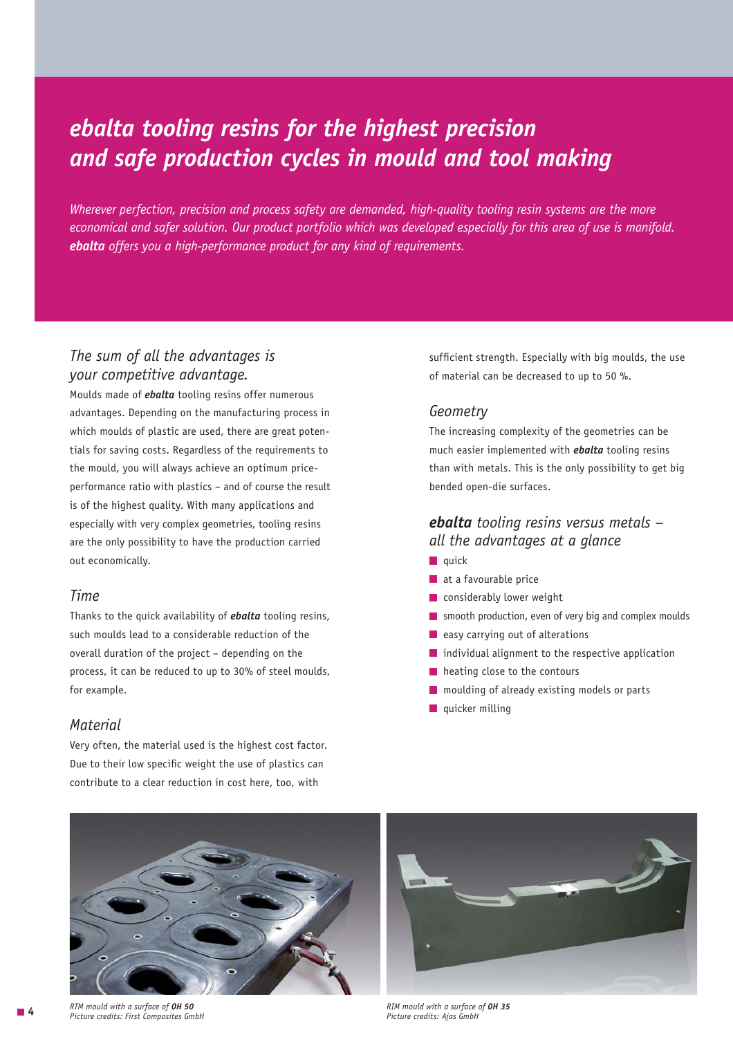# *ebalta tooling resins for the highest precision and safe production cycles in mould and tool making*

*Wherever perfection, precision and process safety are demanded, high-quality tooling resin systems are the more economical and safer solution. Our product portfolio which was developed especially for this area of use is manifold.* ***ebalta*** *offers you a high-performance product for any kind of requirements.*

## *The sum of all the advantages is your competitive advantage.*

Moulds made of ***ebalta*** tooling resins offer numerous advantages. Depending on the manufacturing process in which moulds of plastic are used, there are great potentials for saving costs. Regardless of the requirements to the mould, you will always achieve an optimum price-performance ratio with plastics – and of course the result is of the highest quality. With many applications and especially with very complex geometries, tooling resins are the only possibility to have the production carried out economically.

### *Time*

Thanks to the quick availability of ***ebalta*** tooling resins, such moulds lead to a considerable reduction of the overall duration of the project – depending on the process, it can be reduced to up to 30% of steel moulds, for example.

### *Material*

Very often, the material used is the highest cost factor. Due to their low specific weight the use of plastics can contribute to a clear reduction in cost here, too, with sufficient strength. Especially with big moulds, the use of material can be decreased to up to 50 %.

### *Geometry*

The increasing complexity of the geometries can be much easier implemented with ***ebalta*** tooling resins than with metals. This is the only possibility to get big bended open-die surfaces.

## ***ebalta*** *tooling resins versus metals – all the advantages at a glance*

- quick
- at a favourable price
- considerably lower weight
- smooth production, even of very big and complex moulds
- easy carrying out of alterations
- individual alignment to the respective application
- heating close to the contours
- moulding of already existing models or parts
- quicker milling

*RTM mould with a surface of* ***OH 50***
*Picture credits: First Composites GmbH*

*RIM mould with a surface of* ***OH 35***
*Picture credits: Ajas GmbH*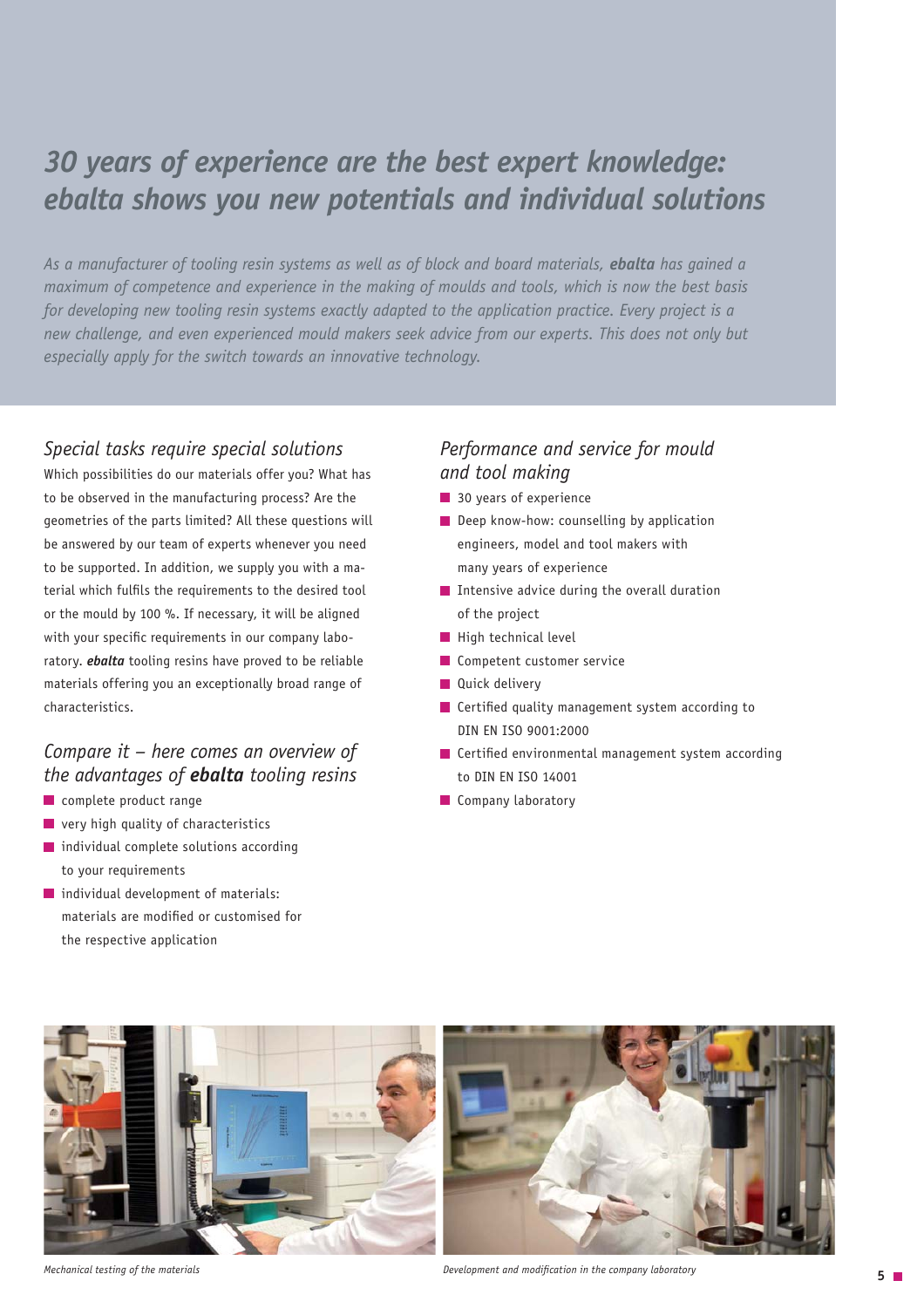# *30 years of experience are the best expert knowledge: ebalta shows you new potentials and individual solutions*

*As a manufacturer of tooling resin systems as well as of block and board materials,* ***ebalta*** *has gained a maximum of competence and experience in the making of moulds and tools, which is now the best basis for developing new tooling resin systems exactly adapted to the application practice. Every project is a new challenge, and even experienced mould makers seek advice from our experts. This does not only but especially apply for the switch towards an innovative technology.*

## *Special tasks require special solutions*

Which possibilities do our materials offer you? What has to be observed in the manufacturing process? Are the geometries of the parts limited? All these questions will be answered by our team of experts whenever you need to be supported. In addition, we supply you with a material which fulfils the requirements to the desired tool or the mould by 100 %. If necessary, it will be aligned with your specific requirements in our company laboratory. ***ebalta*** tooling resins have proved to be reliable materials offering you an exceptionally broad range of characteristics.

## *Compare it – here comes an overview of the advantages of* ***ebalta*** *tooling resins*

- complete product range
- very high quality of characteristics
- individual complete solutions according to your requirements
- individual development of materials: materials are modified or customised for the respective application

## *Performance and service for mould and tool making*

- 30 years of experience
- Deep know-how: counselling by application engineers, model and tool makers with many years of experience
- Intensive advice during the overall duration of the project
- High technical level
- Competent customer service
- Quick delivery
- Certified quality management system according to DIN EN ISO 9001:2000
- Certified environmental management system according to DIN EN ISO 14001
- Company laboratory

*Mechanical testing of the materials*

*Development and modification in the company laboratory*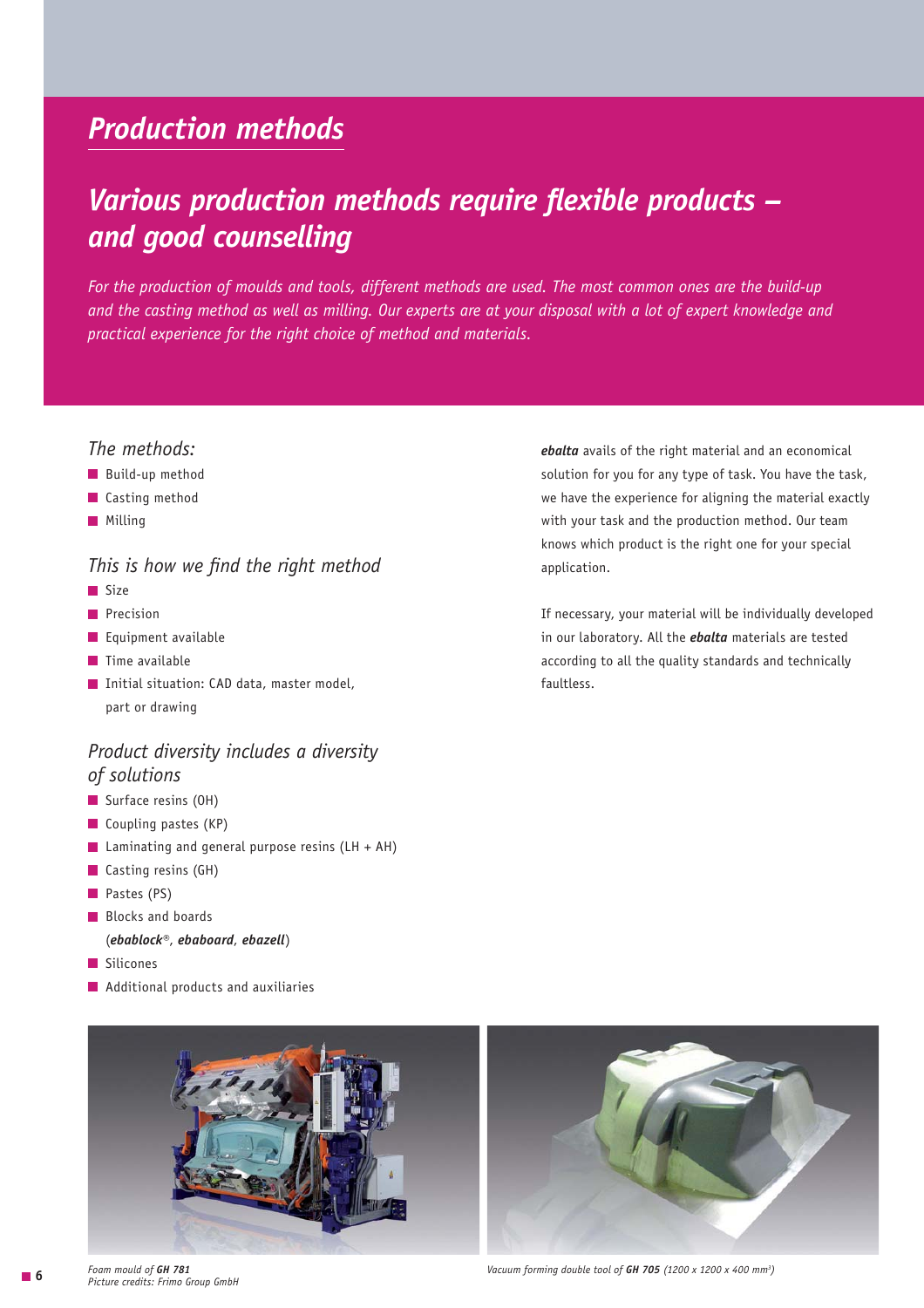# Production methods

## Various production methods require flexible products – and good counselling

*For the production of moulds and tools, different methods are used. The most common ones are the build-up and the casting method as well as milling. Our experts are at your disposal with a lot of expert knowledge and practical experience for the right choice of method and materials.*

### The methods:

- Build-up method
- Casting method
- Milling

### This is how we find the right method

- Size
- Precision
- Equipment available
- Time available
- Initial situation: CAD data, master model, part or drawing

### Product diversity includes a diversity of solutions

- Surface resins (OH)
- Coupling pastes (KP)
- Laminating and general purpose resins (LH + AH)
- Casting resins (GH)
- Pastes (PS)
- Blocks and boards (***ebablock***®, ***ebaboard***, ***ebazell***)
- Silicones
- Additional products and auxiliaries

***ebalta*** avails of the right material and an economical solution for you for any type of task. You have the task, we have the experience for aligning the material exactly with your task and the production method. Our team knows which product is the right one for your special application.

If necessary, your material will be individually developed in our laboratory. All the ***ebalta*** materials are tested according to all the quality standards and technically faultless.

*Foam mould of **GH 781***
*Picture credits: Frimo Group GmbH*

*Vacuum forming double tool of **GH 705** (1200 x 1200 x 400 mm³)*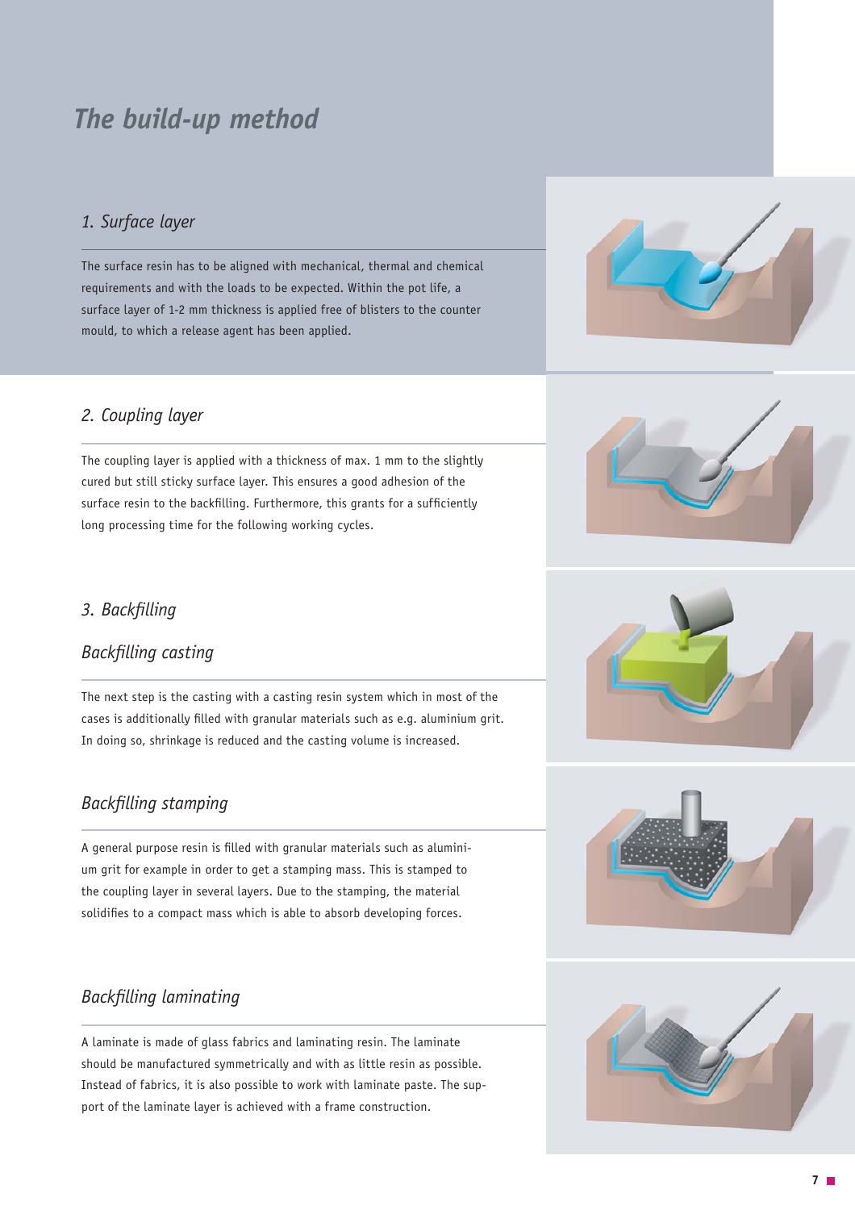# *The build-up method*

## *1. Surface layer*

The surface resin has to be aligned with mechanical, thermal and chemical requirements and with the loads to be expected. Within the pot life, a surface layer of 1-2 mm thickness is applied free of blisters to the counter mould, to which a release agent has been applied.

## *2. Coupling layer*

The coupling layer is applied with a thickness of max. 1 mm to the slightly cured but still sticky surface layer. This ensures a good adhesion of the surface resin to the backfilling. Furthermore, this grants for a sufficiently long processing time for the following working cycles.

## *3. Backfilling*

### *Backfilling casting*

The next step is the casting with a casting resin system which in most of the cases is additionally filled with granular materials such as e.g. aluminium grit. In doing so, shrinkage is reduced and the casting volume is increased.

### *Backfilling stamping*

A general purpose resin is filled with granular materials such as aluminium grit for example in order to get a stamping mass. This is stamped to the coupling layer in several layers. Due to the stamping, the material solidifies to a compact mass which is able to absorb developing forces.

### *Backfilling laminating*

A laminate is made of glass fabrics and laminating resin. The laminate should be manufactured symmetrically and with as little resin as possible. Instead of fabrics, it is also possible to work with laminate paste. The support of the laminate layer is achieved with a frame construction.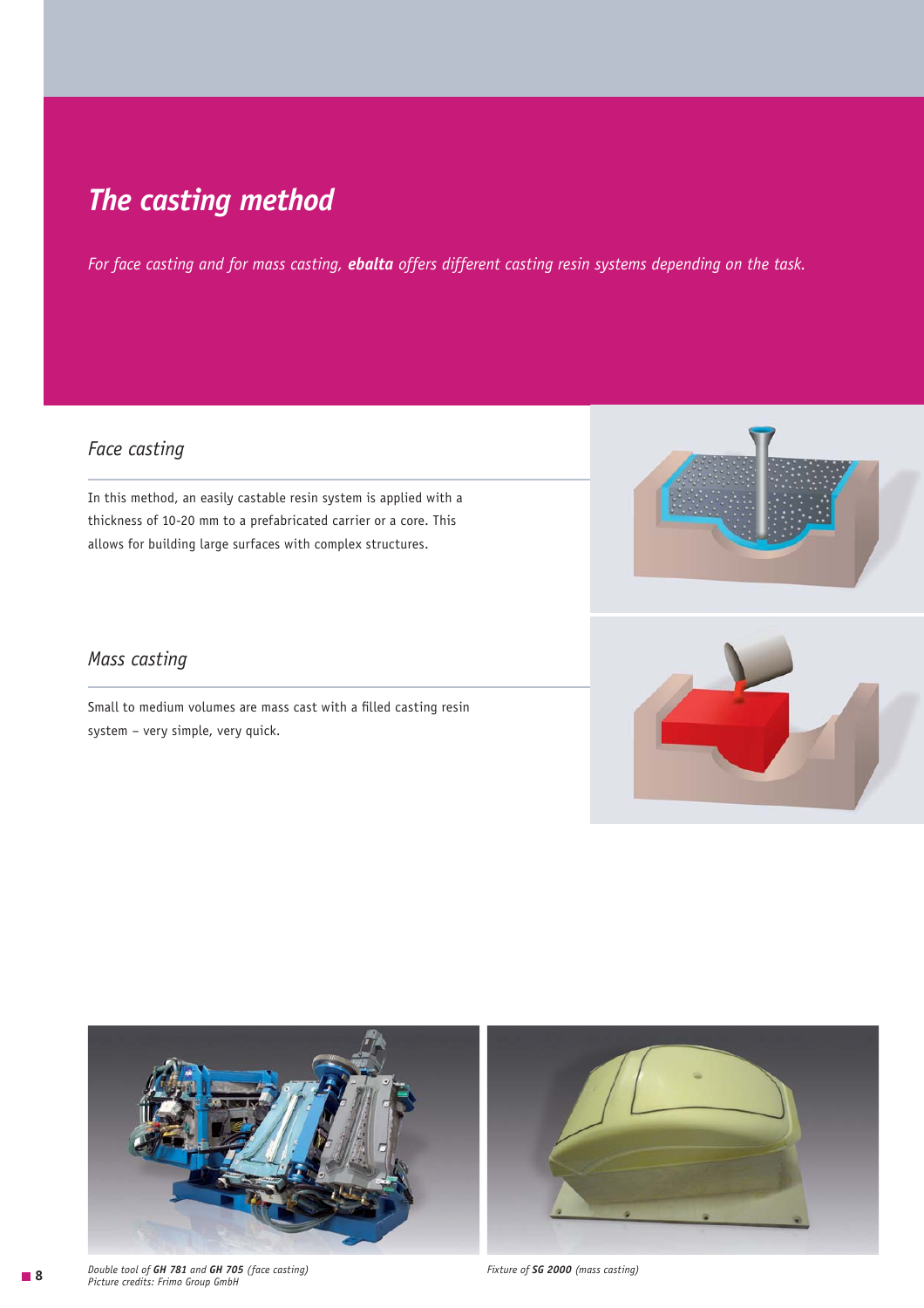# The casting method

*For face casting and for mass casting, **ebalta** offers different casting resin systems depending on the task.*

## *Face casting*

In this method, an easily castable resin system is applied with a thickness of 10-20 mm to a prefabricated carrier or a core. This allows for building large surfaces with complex structures.

## *Mass casting*

Small to medium volumes are mass cast with a filled casting resin system – very simple, very quick.

*Double tool of **GH 781** and **GH 705** (face casting)*
*Picture credits: Frimo Group GmbH*

*Fixture of **SG 2000** (mass casting)*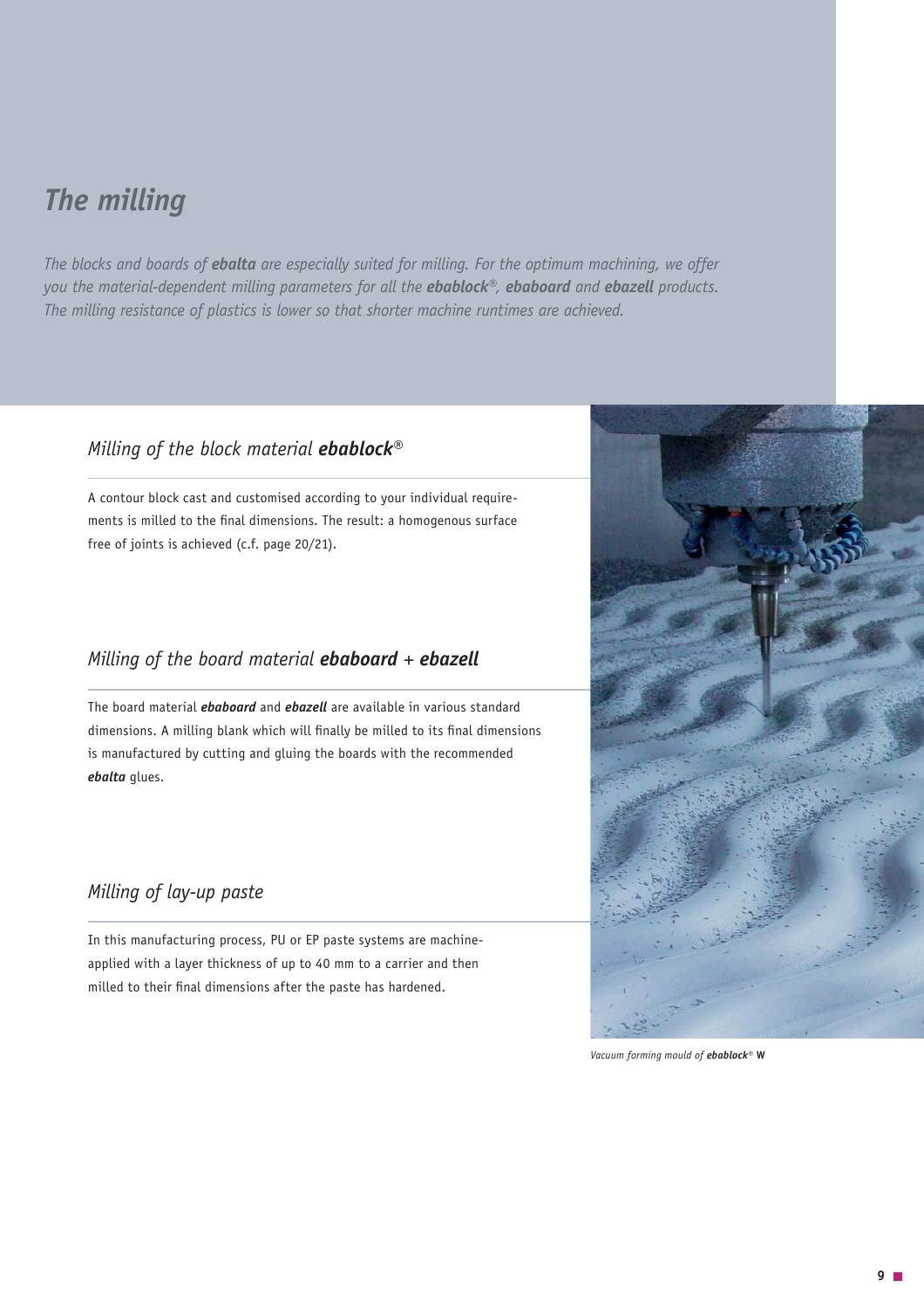# *The milling*

*The blocks and boards of **ebalta** are especially suited for milling. For the optimum machining, we offer you the material-dependent milling parameters for all the **ebablock**®, **ebaboard** and **ebazell** products. The milling resistance of plastics is lower so that shorter machine runtimes are achieved.*

## *Milling of the block material **ebablock**®*

A contour block cast and customised according to your individual requirements is milled to the final dimensions. The result: a homogenous surface free of joints is achieved (c.f. page 20/21).

## *Milling of the board material **ebaboard** + **ebazell***

The board material ***ebaboard*** and ***ebazell*** are available in various standard dimensions. A milling blank which will finally be milled to its final dimensions is manufactured by cutting and gluing the boards with the recommended ***ebalta*** glues.

## *Milling of lay-up paste*

In this manufacturing process, PU or EP paste systems are machine-applied with a layer thickness of up to 40 mm to a carrier and then milled to their final dimensions after the paste has hardened.

*Vacuum forming mould of **ebablock**®* **W**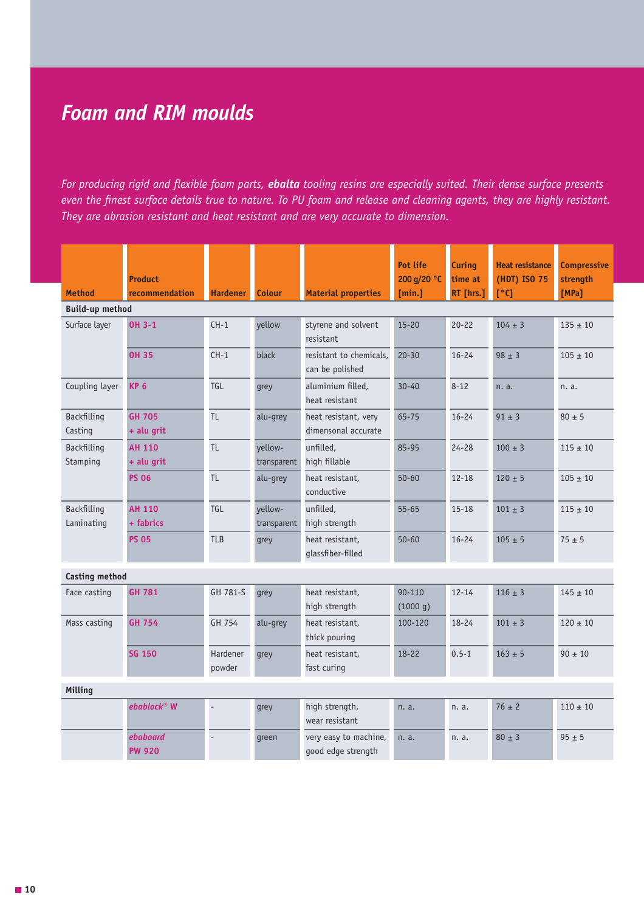# Foam and RIM moulds

*For producing rigid and flexible foam parts, **ebalta** tooling resins are especially suited. Their dense surface presents even the finest surface details true to nature. To PU foam and release and cleaning agents, they are highly resistant. They are abrasion resistant and heat resistant and are very accurate to dimension.*

| Method | Product recommendation | Hardener | Colour | Material properties | Pot life 200 g/20 °C [min.] | Curing time at RT [hrs.] | Heat resistance (HDT) ISO 75 [°C] | Compressive strength [MPa] |
|---|---|---|---|---|---|---|---|---|
| **Build-up method** | | | | | | | | |
| Surface layer | **OH 3-1** | CH-1 | yellow | styrene and solvent resistant | 15-20 | 20-22 | 104 ± 3 | 135 ± 10 |
| | **OH 35** | CH-1 | black | resistant to chemicals, can be polished | 20-30 | 16-24 | 98 ± 3 | 105 ± 10 |
| Coupling layer | **KP 6** | TGL | grey | aluminium filled, heat resistant | 30-40 | 8-12 | n. a. | n. a. |
| Backfilling Casting | **GH 705 + alu grit** | TL | alu-grey | heat resistant, very dimensonal accurate | 65-75 | 16-24 | 91 ± 3 | 80 ± 5 |
| Backfilling Stamping | **AH 110 + alu grit** | TL | yellow-transparent | unfilled, high fillable | 85-95 | 24-28 | 100 ± 3 | 115 ± 10 |
| | **PS 06** | TL | alu-grey | heat resistant, conductive | 50-60 | 12-18 | 120 ± 5 | 105 ± 10 |
| Backfilling Laminating | **AH 110 + fabrics** | TGL | yellow-transparent | unfilled, high strength | 55-65 | 15-18 | 101 ± 3 | 115 ± 10 |
| | **PS 05** | TLB | grey | heat resistant, glassfiber-filled | 50-60 | 16-24 | 105 ± 5 | 75 ± 5 |
| **Casting method** | | | | | | | | |
| Face casting | **GH 781** | GH 781-S | grey | heat resistant, high strength | 90-110 (1000 g) | 12-14 | 116 ± 3 | 145 ± 10 |
| Mass casting | **GH 754** | GH 754 | alu-grey | heat resistant, thick pouring | 100-120 | 18-24 | 101 ± 3 | 120 ± 10 |
| | **SG 150** | Hardener powder | grey | heat resistant, fast curing | 18-22 | 0.5-1 | 163 ± 5 | 90 ± 10 |
| **Milling** | | | | | | | | |
| | ***ebablock*® W** | - | grey | high strength, wear resistant | n. a. | n. a. | 76 ± 2 | 110 ± 10 |
| | ***ebaboard* PW 920** | - | green | very easy to machine, good edge strength | n. a. | n. a. | 80 ± 3 | 95 ± 5 |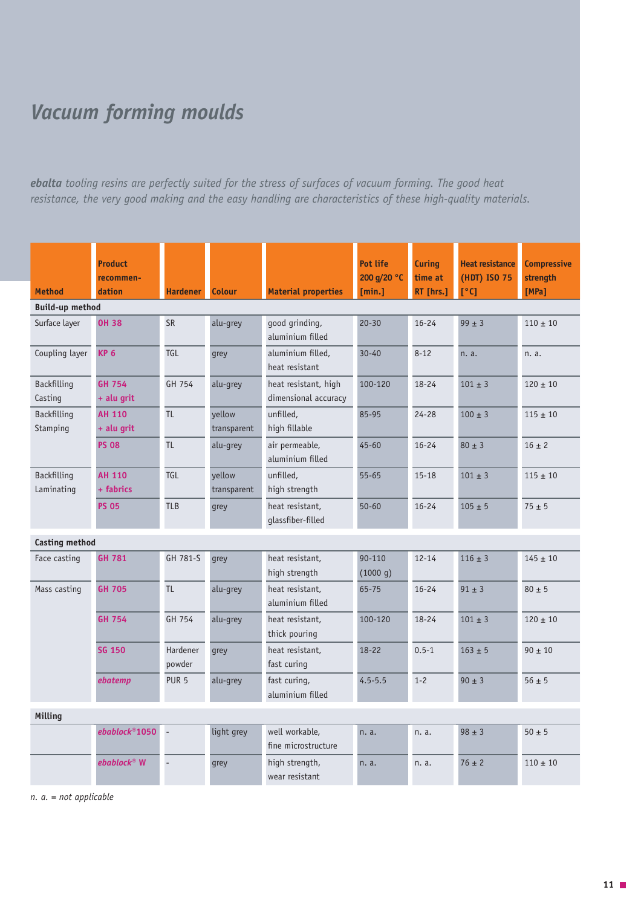# Vacuum forming moulds

***ebalta** tooling resins are perfectly suited for the stress of surfaces of vacuum forming. The good heat resistance, the very good making and the easy handling are characteristics of these high-quality materials.*

| Method | Product recommen-dation | Hardener | Colour | Material properties | Pot life 200 g/20 °C [min.] | Curing time at RT [hrs.] | Heat resistance (HDT) ISO 75 [°C] | Compressive strength [MPa] |
|---|---|---|---|---|---|---|---|---|
| **Build-up method** | | | | | | | | |
| Surface layer | **OH 38** | SR | alu-grey | good grinding, aluminium filled | 20-30 | 16-24 | 99 ± 3 | 110 ± 10 |
| Coupling layer | **KP 6** | TGL | grey | aluminium filled, heat resistant | 30-40 | 8-12 | n. a. | n. a. |
| Backfilling Casting | **GH 754 + alu grit** | GH 754 | alu-grey | heat resistant, high dimensional accuracy | 100-120 | 18-24 | 101 ± 3 | 120 ± 10 |
| Backfilling Stamping | **AH 110 + alu grit** | TL | yellow transparent | unfilled, high fillable | 85-95 | 24-28 | 100 ± 3 | 115 ± 10 |
| | **PS 08** | TL | alu-grey | air permeable, aluminium filled | 45-60 | 16-24 | 80 ± 3 | 16 ± 2 |
| Backfilling Laminating | **AH 110 + fabrics** | TGL | yellow transparent | unfilled, high strength | 55-65 | 15-18 | 101 ± 3 | 115 ± 10 |
| | **PS 05** | TLB | grey | heat resistant, glassfiber-filled | 50-60 | 16-24 | 105 ± 5 | 75 ± 5 |
| **Casting method** | | | | | | | | |
| Face casting | **GH 781** | GH 781-S | grey | heat resistant, high strength | 90-110 (1000 g) | 12-14 | 116 ± 3 | 145 ± 10 |
| Mass casting | **GH 705** | TL | alu-grey | heat resistant, aluminium filled | 65-75 | 16-24 | 91 ± 3 | 80 ± 5 |
| | **GH 754** | GH 754 | alu-grey | heat resistant, thick pouring | 100-120 | 18-24 | 101 ± 3 | 120 ± 10 |
| | **SG 150** | Hardener powder | grey | heat resistant, fast curing | 18-22 | 0.5-1 | 163 ± 5 | 90 ± 10 |
| | ***ebatemp*** | PUR 5 | alu-grey | fast curing, aluminium filled | 4.5-5.5 | 1-2 | 90 ± 3 | 56 ± 5 |
| **Milling** | | | | | | | | |
| | ***ebablock*®1050** | - | light grey | well workable, fine microstructure | n. a. | n. a. | 98 ± 3 | 50 ± 5 |
| | ***ebablock*® W** | - | grey | high strength, wear resistant | n. a. | n. a. | 76 ± 2 | 110 ± 10 |

*n. a. = not applicable*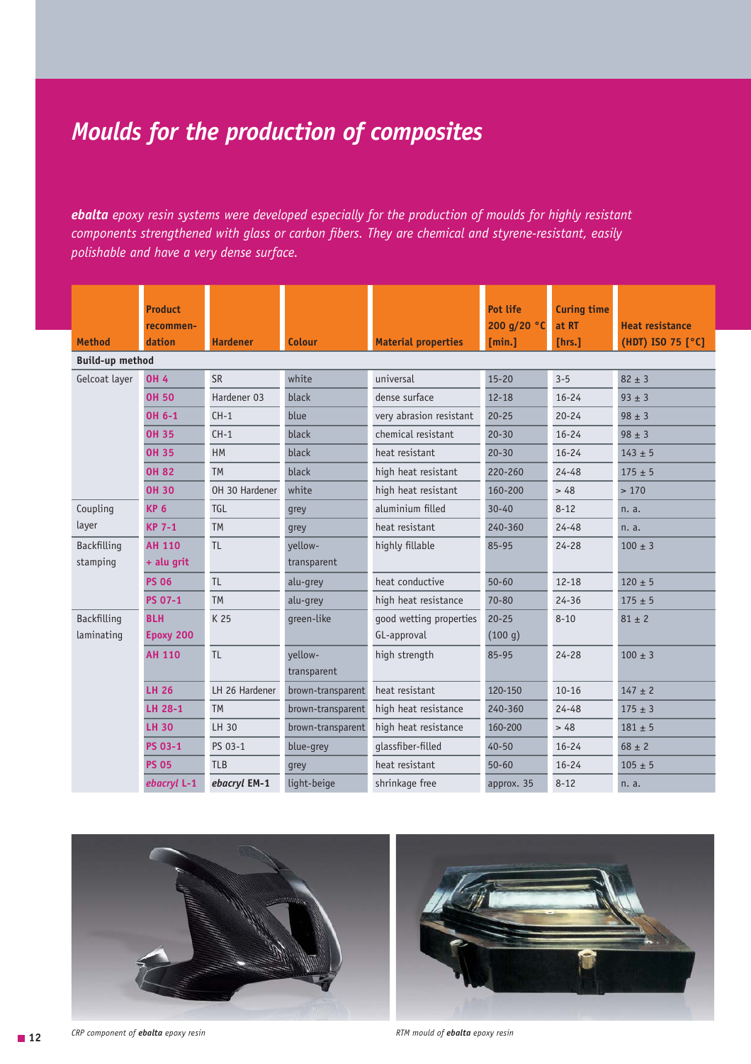# Moulds for the production of composites

***ebalta*** *epoxy resin systems were developed especially for the production of moulds for highly resistant components strengthened with glass or carbon fibers. They are chemical and styrene-resistant, easily polishable and have a very dense surface.*

| Method | Product recommendation | Hardener | Colour | Material properties | Pot life 200 g/20 °C [min.] | Curing time at RT [hrs.] | Heat resistance (HDT) ISO 75 [°C] |
|---|---|---|---|---|---|---|---|
| **Build-up method** | | | | | | | |
| Gelcoat layer | **OH 4** | SR | white | universal | 15-20 | 3-5 | 82 ± 3 |
| | **OH 50** | Hardener 03 | black | dense surface | 12-18 | 16-24 | 93 ± 3 |
| | **OH 6-1** | CH-1 | blue | very abrasion resistant | 20-25 | 20-24 | 98 ± 3 |
| | **OH 35** | CH-1 | black | chemical resistant | 20-30 | 16-24 | 98 ± 3 |
| | **OH 35** | HM | black | heat resistant | 20-30 | 16-24 | 143 ± 5 |
| | **OH 82** | TM | black | high heat resistant | 220-260 | 24-48 | 175 ± 5 |
| | **OH 30** | OH 30 Hardener | white | high heat resistant | 160-200 | > 48 | > 170 |
| Coupling layer | **KP 6** | TGL | grey | aluminium filled | 30-40 | 8-12 | n. a. |
| | **KP 7-1** | TM | grey | heat resistant | 240-360 | 24-48 | n. a. |
| Backfilling stamping | **AH 110 + alu grit** | TL | yellow-transparent | highly fillable | 85-95 | 24-28 | 100 ± 3 |
| | **PS 06** | TL | alu-grey | heat conductive | 50-60 | 12-18 | 120 ± 5 |
| | **PS 07-1** | TM | alu-grey | high heat resistance | 70-80 | 24-36 | 175 ± 5 |
| Backfilling laminating | **BLH Epoxy 200** | K 25 | green-like | good wetting properties GL-approval | 20-25 (100 g) | 8-10 | 81 ± 2 |
| | **AH 110** | TL | yellow-transparent | high strength | 85-95 | 24-28 | 100 ± 3 |
| | **LH 26** | LH 26 Hardener | brown-transparent | heat resistant | 120-150 | 10-16 | 147 ± 2 |
| | **LH 28-1** | TM | brown-transparent | high heat resistance | 240-360 | 24-48 | 175 ± 3 |
| | **LH 30** | LH 30 | brown-transparent | high heat resistance | 160-200 | > 48 | 181 ± 5 |
| | **PS 03-1** | PS 03-1 | blue-grey | glassfiber-filled | 40-50 | 16-24 | 68 ± 2 |
| | **PS 05** | TLB | grey | heat resistant | 50-60 | 16-24 | 105 ± 5 |
| | ***ebacryl* L-1** | ***ebacryl* EM-1** | light-beige | shrinkage free | approx. 35 | 8-12 | n. a. |

*CRP component of **ebalta** epoxy resin*

*RTM mould of **ebalta** epoxy resin*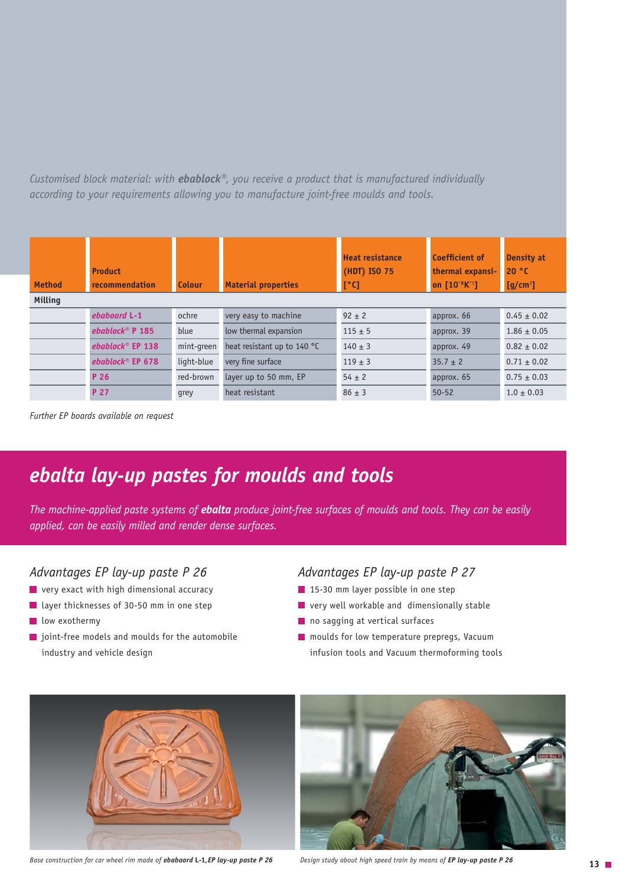*Customised block material: with **ebablock**®, you receive a product that is manufactured individually according to your requirements allowing you to manufacture joint-free moulds and tools.*

| Method | Product recommendation | Colour | Material properties | Heat resistance (HDT) ISO 75 [°C] | Coefficient of thermal expansion [$10^{-6}K^{-1}$] | Density at 20 °C [g/cm³] |
|---|---|---|---|---|---|---|
| **Milling** | | | | | | |
| | *ebaboard* **L-1** | ochre | very easy to machine | 92 ± 2 | approx. 66 | 0.45 ± 0.02 |
| | *ebablock*® **P 185** | blue | low thermal expansion | 115 ± 5 | approx. 39 | 1.86 ± 0.05 |
| | *ebablock*® **EP 138** | mint-green | heat resistant up to 140 °C | 140 ± 3 | approx. 49 | 0.82 ± 0.02 |
| | *ebablock*® **EP 678** | light-blue | very fine surface | 119 ± 3 | 35.7 ± 2 | 0.71 ± 0.02 |
| | **P 26** | red-brown | layer up to 50 mm, EP | 54 ± 2 | approx. 65 | 0.75 ± 0.03 |
| | **P 27** | grey | heat resistant | 86 ± 3 | 50-52 | 1.0 ± 0.03 |

*Further EP boards available on request*

# ebalta lay-up pastes for moulds and tools

*The machine-applied paste systems of **ebalta** produce joint-free surfaces of moulds and tools. They can be easily applied, can be easily milled and render dense surfaces.*

## Advantages EP lay-up paste P 26

- very exact with high dimensional accuracy
- layer thicknesses of 30-50 mm in one step
- low exothermy
- joint-free models and moulds for the automobile industry and vehicle design

## Advantages EP lay-up paste P 27

- 15-30 mm layer possible in one step
- very well workable and dimensionally stable
- no sagging at vertical surfaces
- moulds for low temperature prepregs, Vacuum infusion tools and Vacuum thermoforming tools

*Base construction for car wheel rim made of **ebabaord L-1**, **EP lay-up paste P 26***

*Design study about high speed train by means of **EP lay-up paste P 26***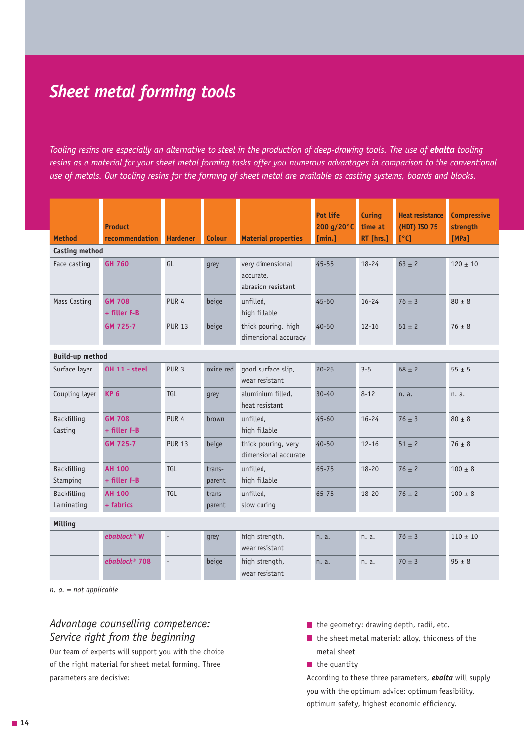# Sheet metal forming tools

*Tooling resins are especially an alternative to steel in the production of deep-drawing tools. The use of **ebalta** tooling resins as a material for your sheet metal forming tasks offer you numerous advantages in comparison to the conventional use of metals. Our tooling resins for the forming of sheet metal are available as casting systems, boards and blocks.*

| Method | Product recommendation | Hardener | Colour | Material properties | Pot life 200 g/20°C [min.] | Curing time at RT [hrs.] | Heat resistance (HDT) ISO 75 [°C] | Compressive strength [MPa] |
|---|---|---|---|---|---|---|---|---|
| **Casting method** | | | | | | | | |
| Face casting | **GH 760** | GL | grey | very dimensional accurate, abrasion resistant | 45-55 | 18-24 | 63 ± 2 | 120 ± 10 |
| Mass Casting | **GM 708 + filler F-B** | PUR 4 | beige | unfilled, high fillable | 45-60 | 16-24 | 76 ± 3 | 80 ± 8 |
| | **GM 725-7** | PUR 13 | beige | thick pouring, high dimensional accuracy | 40-50 | 12-16 | 51 ± 2 | 76 ± 8 |
| **Build-up method** | | | | | | | | |
| Surface layer | **OH 11 - steel** | PUR 3 | oxide red | good surface slip, wear resistant | 20-25 | 3-5 | 68 ± 2 | 55 ± 5 |
| Coupling layer | **KP 6** | TGL | grey | aluminium filled, heat resistant | 30-40 | 8-12 | n. a. | n. a. |
| Backfilling Casting | **GM 708 + filler F-B** | PUR 4 | brown | unfilled, high fillable | 45-60 | 16-24 | 76 ± 3 | 80 ± 8 |
| | **GM 725-7** | PUR 13 | beige | thick pouring, very dimensional accurate | 40-50 | 12-16 | 51 ± 2 | 76 ± 8 |
| Backfilling Stamping | **AH 100 + filler F-B** | TGL | trans-parent | unfilled, high fillable | 65-75 | 18-20 | 76 ± 2 | 100 ± 8 |
| Backfilling Laminating | **AH 100 + fabrics** | TGL | trans-parent | unfilled, slow curing | 65-75 | 18-20 | 76 ± 2 | 100 ± 8 |
| **Milling** | | | | | | | | |
| | ***ebablock® W*** | - | grey | high strength, wear resistant | n. a. | n. a. | 76 ± 3 | 110 ± 10 |
| | ***ebablock® 708*** | - | beige | high strength, wear resistant | n. a. | n. a. | 70 ± 3 | 95 ± 8 |

*n. a. = not applicable*

## *Advantage counselling competence: Service right from the beginning*

Our team of experts will support you with the choice of the right material for sheet metal forming. Three parameters are decisive:

- the geometry: drawing depth, radii, etc.
- the sheet metal material: alloy, thickness of the metal sheet
- the quantity

According to these three parameters, ***ebalta*** will supply you with the optimum advice: optimum feasibility, optimum safety, highest economic efficiency.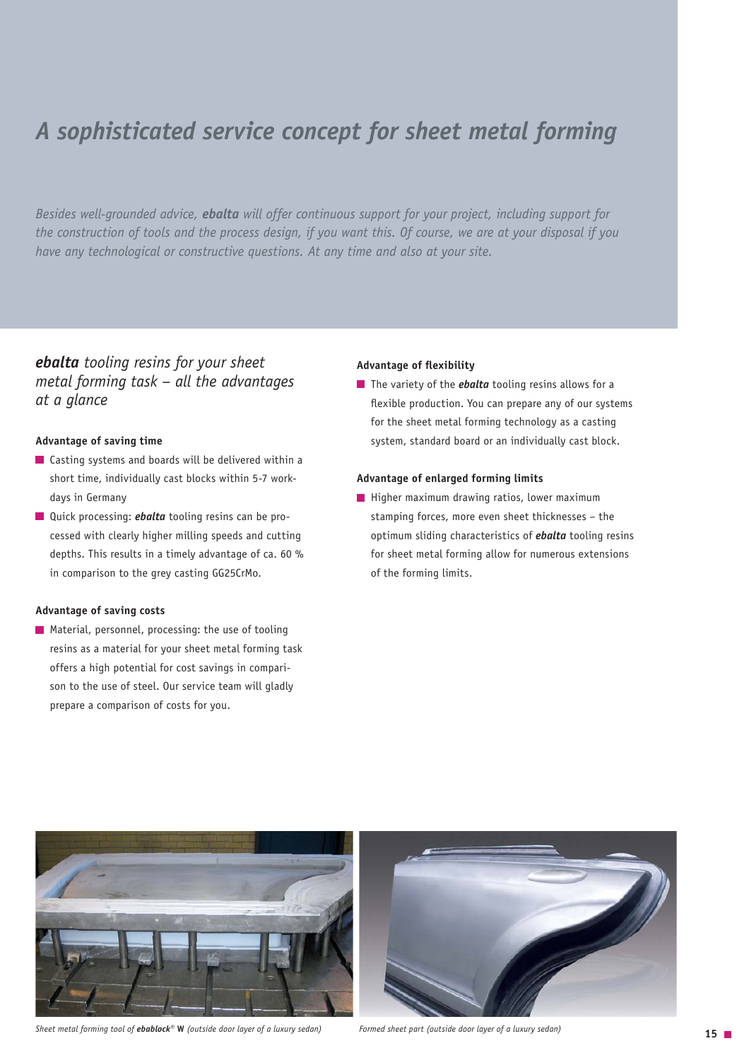# *A sophisticated service concept for sheet metal forming*

*Besides well-grounded advice, **ebalta** will offer continuous support for your project, including support for the construction of tools and the process design, if you want this. Of course, we are at your disposal if you have any technological or constructive questions. At any time and also at your site.*

## ***ebalta*** *tooling resins for your sheet metal forming task – all the advantages at a glance*

**Advantage of saving time**

- Casting systems and boards will be delivered within a short time, individually cast blocks within 5-7 workdays in Germany
- Quick processing: ***ebalta*** tooling resins can be processed with clearly higher milling speeds and cutting depths. This results in a timely advantage of ca. 60 % in comparison to the grey casting GG25CrMo.

**Advantage of saving costs**

- Material, personnel, processing: the use of tooling resins as a material for your sheet metal forming task offers a high potential for cost savings in comparison to the use of steel. Our service team will gladly prepare a comparison of costs for you.

**Advantage of flexibility**

- The variety of the ***ebalta*** tooling resins allows for a flexible production. You can prepare any of our systems for the sheet metal forming technology as a casting system, standard board or an individually cast block.

**Advantage of enlarged forming limits**

- Higher maximum drawing ratios, lower maximum stamping forces, more even sheet thicknesses – the optimum sliding characteristics of ***ebalta*** tooling resins for sheet metal forming allow for numerous extensions of the forming limits.

*Sheet metal forming tool of **ebablock**® **W** (outside door layer of a luxury sedan)*

*Formed sheet part (outside door layer of a luxury sedan)*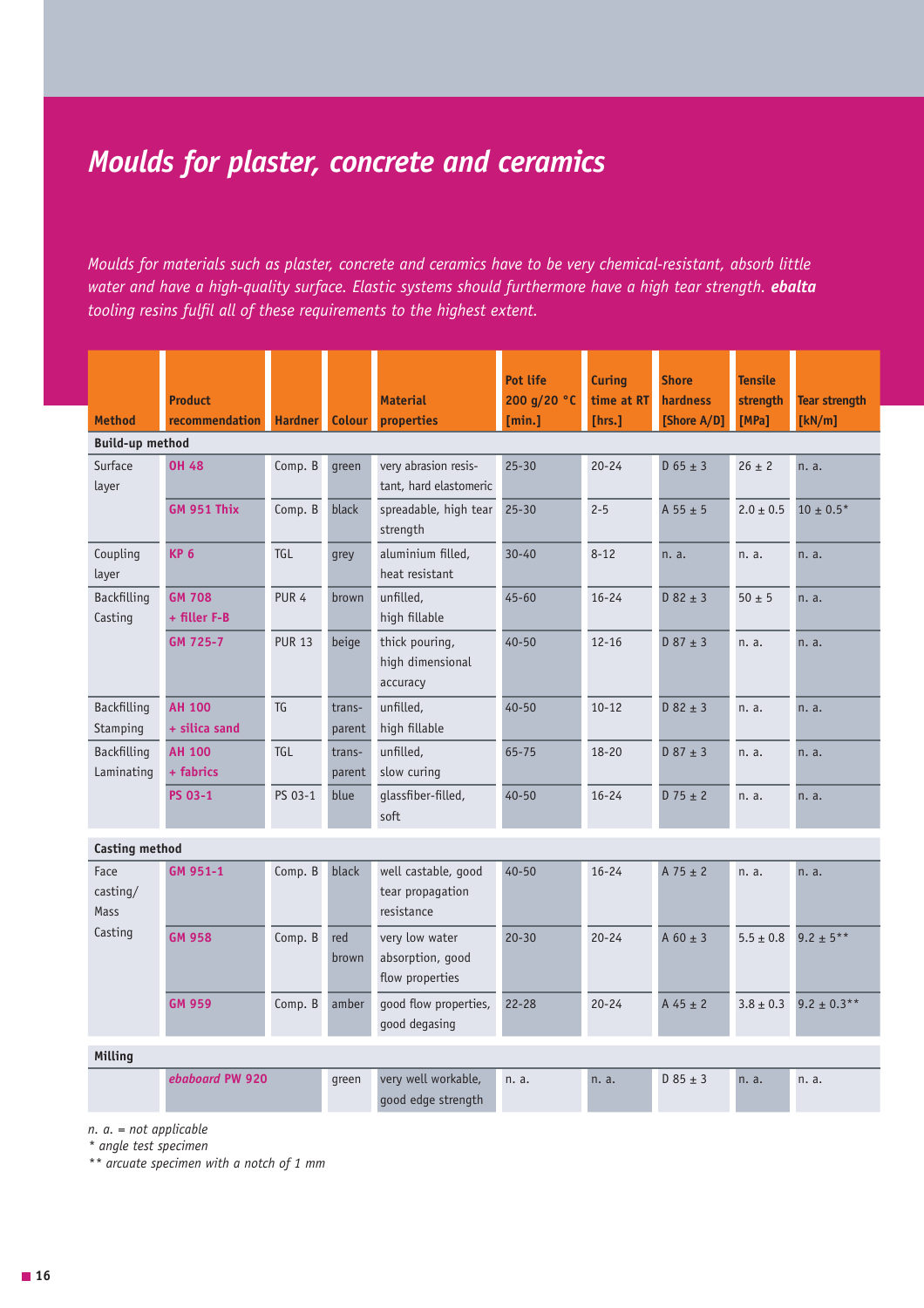# *Moulds for plaster, concrete and ceramics*

*Moulds for materials such as plaster, concrete and ceramics have to be very chemical-resistant, absorb little water and have a high-quality surface. Elastic systems should furthermore have a high tear strength.* ***ebalta*** *tooling resins fulfil all of these requirements to the highest extent.*

| Method | Product recommendation | Hardner | Colour | Material properties | Pot life 200 g/20 °C [min.] | Curing time at RT [hrs.] | Shore hardness [Shore A/D] | Tensile strength [MPa] | Tear strength [kN/m] |
|---|---|---|---|---|---|---|---|---|---|
| **Build-up method** | | | | | | | | | |
| Surface layer | **OH 48** | Comp. B | green | very abrasion resistant, hard elastomeric | 25-30 | 20-24 | D 65 ± 3 | 26 ± 2 | n. a. |
| | **GM 951 Thix** | Comp. B | black | spreadable, high tear strength | 25-30 | 2-5 | A 55 ± 5 | 2.0 ± 0.5 | 10 ± 0.5* |
| Coupling layer | **KP 6** | TGL | grey | aluminium filled, heat resistant | 30-40 | 8-12 | n. a. | n. a. | n. a. |
| Backfilling Casting | **GM 708 + filler F-B** | PUR 4 | brown | unfilled, high fillable | 45-60 | 16-24 | D 82 ± 3 | 50 ± 5 | n. a. |
| | **GM 725-7** | PUR 13 | beige | thick pouring, high dimensional accuracy | 40-50 | 12-16 | D 87 ± 3 | n. a. | n. a. |
| Backfilling Stamping | **AH 100 + silica sand** | TG | transparent | unfilled, high fillable | 40-50 | 10-12 | D 82 ± 3 | n. a. | n. a. |
| Backfilling Laminating | **AH 100 + fabrics** | TGL | transparent | unfilled, slow curing | 65-75 | 18-20 | D 87 ± 3 | n. a. | n. a. |
| | **PS 03-1** | PS 03-1 | blue | glassfiber-filled, soft | 40-50 | 16-24 | D 75 ± 2 | n. a. | n. a. |
| **Casting method** | | | | | | | | | |
| Face casting/ Mass Casting | **GM 951-1** | Comp. B | black | well castable, good tear propagation resistance | 40-50 | 16-24 | A 75 ± 2 | n. a. | n. a. |
| | **GM 958** | Comp. B | red brown | very low water absorption, good flow properties | 20-30 | 20-24 | A 60 ± 3 | 5.5 ± 0.8 | 9.2 ± 5** |
| | **GM 959** | Comp. B | amber | good flow properties, good degasing | 22-28 | 20-24 | A 45 ± 2 | 3.8 ± 0.3 | 9.2 ± 0.3** |
| **Milling** | | | | | | | | | |
| | ***ebaboard* PW 920** | | green | very well workable, good edge strength | n. a. | n. a. | D 85 ± 3 | n. a. | n. a. |

*n. a. = not applicable*
*\* angle test specimen*
*\*\* arcuate specimen with a notch of 1 mm*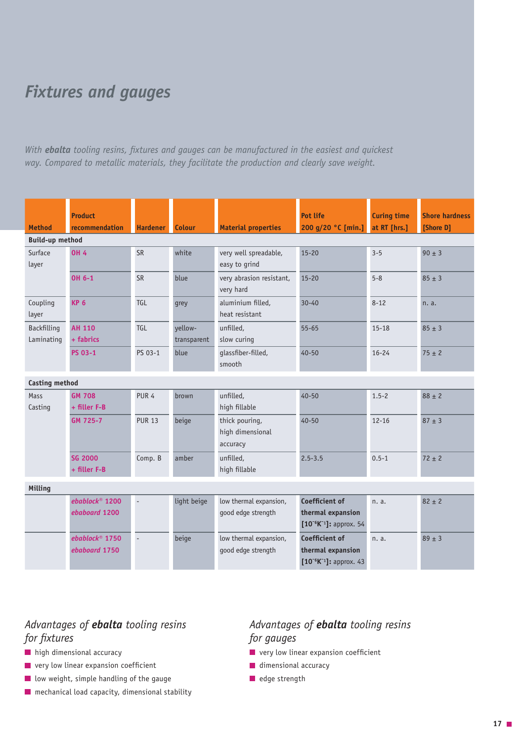# Fixtures and gauges

*With **ebalta** tooling resins, fixtures and gauges can be manufactured in the easiest and quickest way. Compared to metallic materials, they facilitate the production and clearly save weight.*

| Method | Product recommendation | Hardener | Colour | Material properties | Pot life 200 g/20 °C [min.] | Curing time at RT [hrs.] | Shore hardness [Shore D] |
|---|---|---|---|---|---|---|---|
| **Build-up method** | | | | | | | |
| Surface layer | **OH 4** | SR | white | very well spreadable, easy to grind | 15-20 | 3-5 | 90 ± 3 |
| | **OH 6-1** | SR | blue | very abrasion resistant, very hard | 15-20 | 5-8 | 85 ± 3 |
| Coupling layer | **KP 6** | TGL | grey | aluminium filled, heat resistant | 30-40 | 8-12 | n. a. |
| Backfilling Laminating | **AH 110 + fabrics** | TGL | yellow-transparent | unfilled, slow curing | 55-65 | 15-18 | 85 ± 3 |
| | **PS 03-1** | PS 03-1 | blue | glassfiber-filled, smooth | 40-50 | 16-24 | 75 ± 2 |
| **Casting method** | | | | | | | |
| Mass Casting | **GM 708 + filler F-B** | PUR 4 | brown | unfilled, high fillable | 40-50 | 1.5-2 | 88 ± 2 |
| | **GM 725-7** | PUR 13 | beige | thick pouring, high dimensional accuracy | 40-50 | 12-16 | 87 ± 3 |
| | **SG 2000 + filler F-B** | Comp. B | amber | unfilled, high fillable | 2.5-3.5 | 0.5-1 | 72 ± 2 |
| **Milling** | | | | | | | |
| | ***ebablock® 1200 ebaboard 1200*** | - | light beige | low thermal expansion, good edge strength | **Coefficient of thermal expansion [$10^{-6}K^{-1}$]:** approx. 54 | n. a. | 82 ± 2 |
| | ***ebablock® 1750 ebaboard 1750*** | - | beige | low thermal expansion, good edge strength | **Coefficient of thermal expansion [$10^{-6}K^{-1}$]:** approx. 43 | n. a. | 89 ± 3 |

## *Advantages of **ebalta** tooling resins for fixtures*

- high dimensional accuracy
- very low linear expansion coefficient
- low weight, simple handling of the gauge
- mechanical load capacity, dimensional stability

## *Advantages of **ebalta** tooling resins for gauges*

- very low linear expansion coefficient
- dimensional accuracy
- edge strength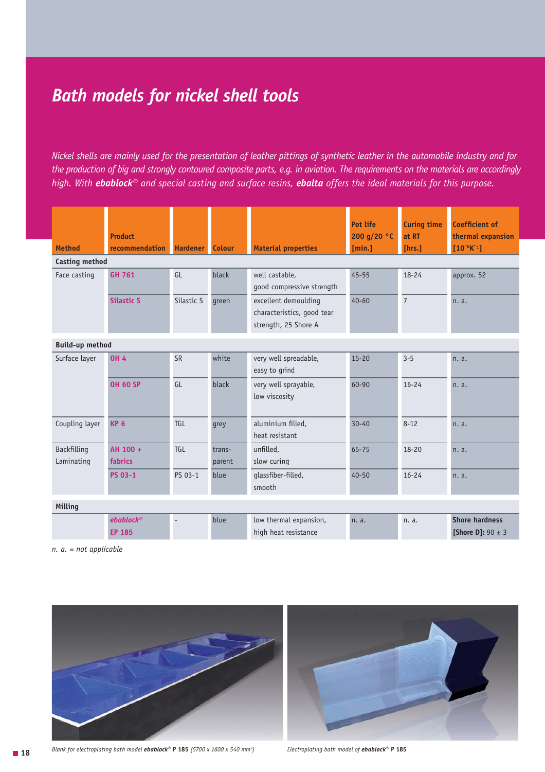# Bath models for nickel shell tools

*Nickel shells are mainly used for the presentation of leather pittings of synthetic leather in the automobile industry and for the production of big and strongly contoured composite parts, e.g. in aviation. The requirements on the materials are accordingly high. With **ebablock**® and special casting and surface resins, **ebalta** offers the ideal materials for this purpose.*

| Method | Product recommendation | Hardener | Colour | Material properties | Pot life 200 g/20 °C [min.] | Curing time at RT [hrs.] | Coefficient of thermal expansion [$10^{-6}K^{-1}$] |
|---|---|---|---|---|---|---|---|
| **Casting method** | | | | | | | |
| Face casting | **GH 761** | GL | black | well castable, good compressive strength | 45-55 | 18-24 | approx. 52 |
| | **Silastic S** | Silastic S | green | excellent demoulding characteristics, good tear strength, 25 Shore A | 40-60 | 7 | n. a. |
| **Build-up method** | | | | | | | |
| Surface layer | **OH 4** | SR | white | very well spreadable, easy to grind | 15-20 | 3-5 | n. a. |
| | **OH 60 SP** | GL | black | very well sprayable, low viscosity | 60-90 | 16-24 | n. a. |
| Coupling layer | **KP 6** | TGL | grey | aluminium filled, heat resistant | 30-40 | 8-12 | n. a. |
| Backfilling Laminating | **AH 100 + fabrics** | TGL | trans-parent | unfilled, slow curing | 65-75 | 18-20 | n. a. |
| | **PS 03-1** | PS 03-1 | blue | glassfiber-filled, smooth | 40-50 | 16-24 | n. a. |
| **Milling** | | | | | | | |
| | ***ebablock***® **EP 185** | - | blue | low thermal expansion, high heat resistance | n. a. | n. a. | **Shore hardness [Shore D]:** 90 ± 3 |

*n. a. = not applicable*

*Blank for electroplating bath model* ***ebablock***® **P 185** *(5700 x 1600 x 540 mm³)*

*Electroplating bath model of* ***ebablock***® **P 185**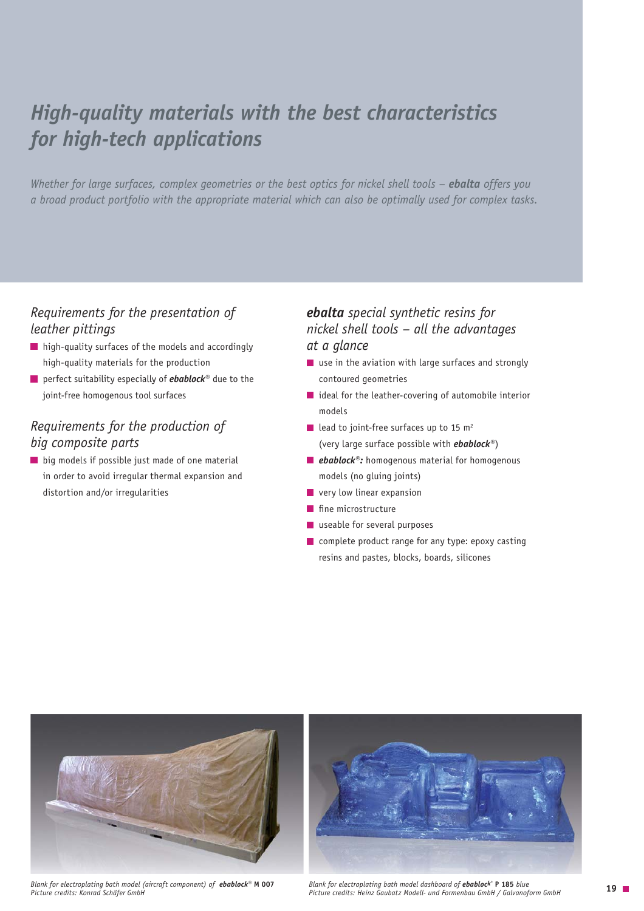# *High-quality materials with the best characteristics for high-tech applications*

*Whether for large surfaces, complex geometries or the best optics for nickel shell tools – **ebalta** offers you a broad product portfolio with the appropriate material which can also be optimally used for complex tasks.*

## *Requirements for the presentation of leather pittings*

- high-quality surfaces of the models and accordingly high-quality materials for the production
- perfect suitability especially of ***ebablock***® due to the joint-free homogenous tool surfaces

## *Requirements for the production of big composite parts*

- big models if possible just made of one material in order to avoid irregular thermal expansion and distortion and/or irregularities

## ***ebalta*** *special synthetic resins for nickel shell tools – all the advantages at a glance*

- use in the aviation with large surfaces and strongly contoured geometries
- ideal for the leather-covering of automobile interior models
- lead to joint-free surfaces up to 15 $m^2$ (very large surface possible with ***ebablock***®)
- ***ebablock***®***:*** homogenous material for homogenous models (no gluing joints)
- very low linear expansion
- fine microstructure
- useable for several purposes
- complete product range for any type: epoxy casting resins and pastes, blocks, boards, silicones

*Blank for electroplating bath model (aircraft component) of* ***ebablock***® **M 007**
*Picture credits: Konrad Schäfer GmbH*

*Blank for electroplating bath model dashboard of* ***ebablock***® **P 185** *blue*
*Picture credits: Heinz Gaubatz Modell- und Formenbau GmbH / Galvanoform GmbH*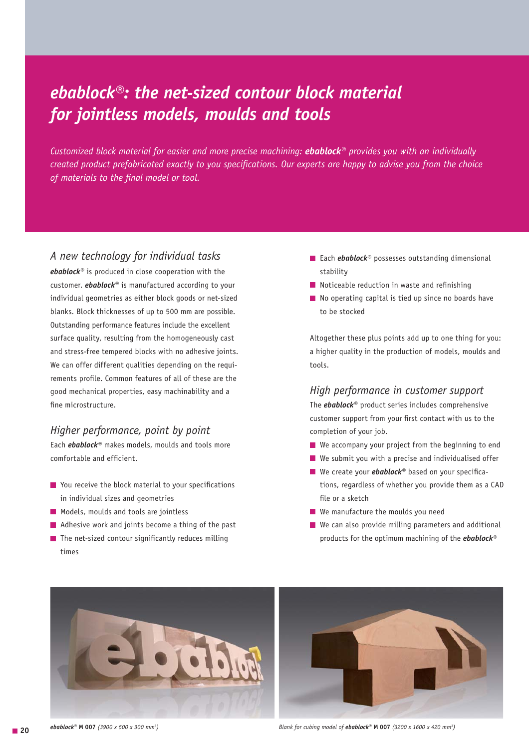# *ebablock®: the net-sized contour block material for jointless models, moulds and tools*

*Customized block material for easier and more precise machining:* ***ebablock®*** *provides you with an individually created product prefabricated exactly to you specifications. Our experts are happy to advise you from the choice of materials to the final model or tool.*

## *A new technology for individual tasks*

***ebablock®*** is produced in close cooperation with the customer. ***ebablock®*** is manufactured according to your individual geometries as either block goods or net-sized blanks. Block thicknesses of up to 500 mm are possible. Outstanding performance features include the excellent surface quality, resulting from the homogeneously cast and stress-free tempered blocks with no adhesive joints. We can offer different qualities depending on the requirements profile. Common features of all of these are the good mechanical properties, easy machinability and a fine microstructure.

## *Higher performance, point by point*

Each ***ebablock®*** makes models, moulds and tools more comfortable and efficient.

- You receive the block material to your specifications in individual sizes and geometries
- Models, moulds and tools are jointless
- Adhesive work and joints become a thing of the past
- The net-sized contour significantly reduces milling times
- Each ***ebablock®*** possesses outstanding dimensional stability
- Noticeable reduction in waste and refinishing
- No operating capital is tied up since no boards have to be stocked

Altogether these plus points add up to one thing for you: a higher quality in the production of models, moulds and tools.

## *High performance in customer support*

The ***ebablock®*** product series includes comprehensive customer support from your first contact with us to the completion of your job.

- We accompany your project from the beginning to end
- We submit you with a precise and individualised offer
- We create your ***ebablock®*** based on your specifications, regardless of whether you provide them as a CAD file or a sketch
- We manufacture the moulds you need
- We can also provide milling parameters and additional products for the optimum machining of the ***ebablock®***

***ebablock®*** **M 007** *(3900 x 500 x 300 mm³)*

*Blank for cubing model of* ***ebablock®*** **M 007** *(3200 x 1600 x 420 mm³)*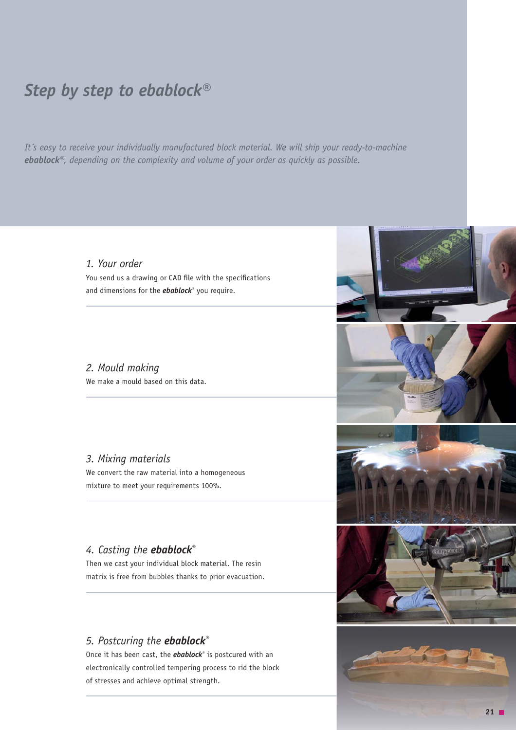# *Step by step to ebablock®*

*It´s easy to receive your individually manufactured block material. We will ship your ready-to-machine **ebablock®**, depending on the complexity and volume of your order as quickly as possible.*

### *1. Your order*

You send us a drawing or CAD file with the specifications and dimensions for the ***ebablock®*** you require.

### *2. Mould making*

We make a mould based on this data.

### *3. Mixing materials*

We convert the raw material into a homogeneous mixture to meet your requirements 100%.

### *4. Casting the **ebablock®***

Then we cast your individual block material. The resin matrix is free from bubbles thanks to prior evacuation.

### *5. Postcuring the **ebablock®***

Once it has been cast, the ***ebablock®*** is postcured with an electronically controlled tempering process to rid the block of stresses and achieve optimal strength.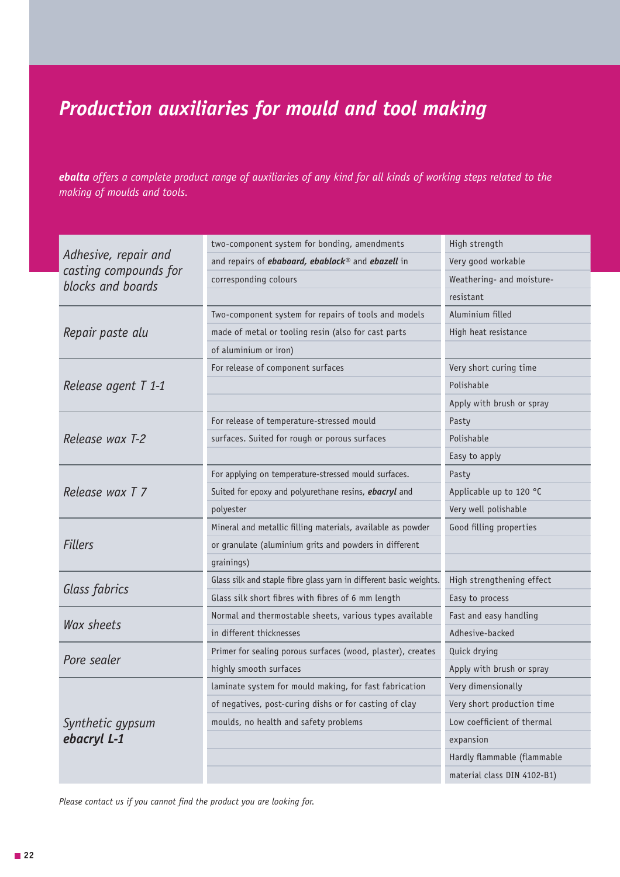# *Production auxiliaries for mould and tool making*

***ebalta** offers a complete product range of auxiliaries of any kind for all kinds of working steps related to the making of moulds and tools.*

| | | |
|---|---|---|
| *Adhesive, repair and casting compounds for blocks and boards* | two-component system for bonding, amendments and repairs of ***ebaboard, ebablock***® and ***ebazell*** in corresponding colours | High strength<br>Very good workable<br>Weathering- and moisture-resistant |
| *Repair paste alu* | Two-component system for repairs of tools and models made of metal or tooling resin (also for cast parts of aluminium or iron) | Aluminium filled<br>High heat resistance |
| *Release agent T 1-1* | For release of component surfaces | Very short curing time<br>Polishable<br>Apply with brush or spray |
| *Release wax T-2* | For release of temperature-stressed mould surfaces. Suited for rough or porous surfaces | Pasty<br>Polishable<br>Easy to apply |
| *Release wax T 7* | For applying on temperature-stressed mould surfaces. Suited for epoxy and polyurethane resins, ***ebacryl*** and polyester | Pasty<br>Applicable up to 120 °C<br>Very well polishable |
| *Fillers* | Mineral and metallic filling materials, available as powder or granulate (aluminium grits and powders in different grainings) | Good filling properties |
| *Glass fabrics* | Glass silk and staple fibre glass yarn in different basic weights. Glass silk short fibres with fibres of 6 mm length | High strengthening effect<br>Easy to process |
| *Wax sheets* | Normal and thermostable sheets, various types available in different thicknesses | Fast and easy handling<br>Adhesive-backed |
| *Pore sealer* | Primer for sealing porous surfaces (wood, plaster), creates highly smooth surfaces | Quick drying<br>Apply with brush or spray |
| *Synthetic gypsum* ***ebacryl L-1*** | laminate system for mould making, for fast fabrication of negatives, post-curing dishs or for casting of clay moulds, no health and safety problems | Very dimensionally<br>Very short production time<br>Low coefficient of thermal expansion<br>Hardly flammable (flammable material class DIN 4102-B1) |

*Please contact us if you cannot find the product you are looking for.*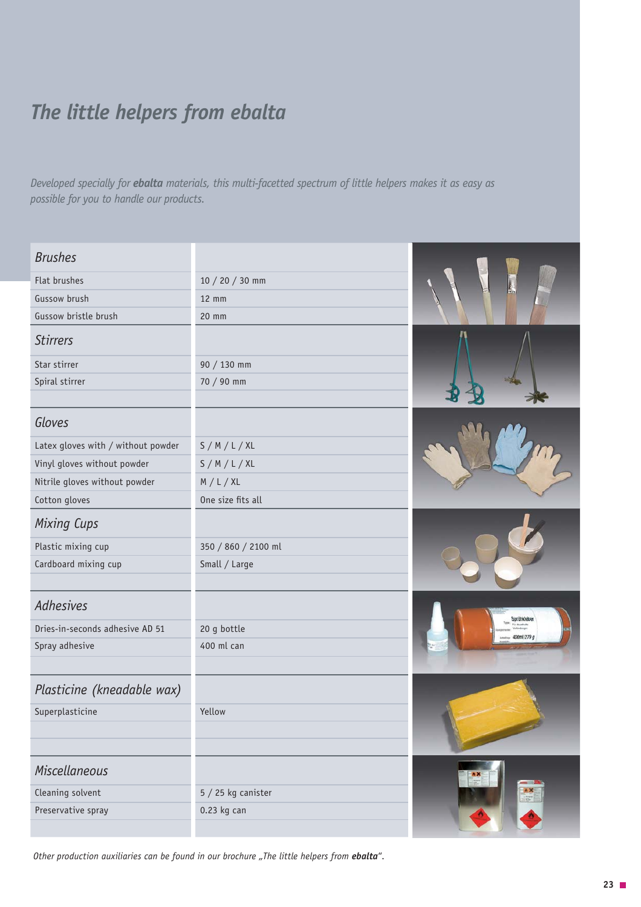# *The little helpers from ebalta*

*Developed specially for **ebalta** materials, this multi-faceted spectrum of little helpers makes it as easy as possible for you to handle our products.*

| | |
|---|---|
| ***Brushes*** | |
| Flat brushes | 10 / 20 / 30 mm |
| Gussow brush | 12 mm |
| Gussow bristle brush | 20 mm |
| ***Stirrers*** | |
| Star stirrer | 90 / 130 mm |
| Spiral stirrer | 70 / 90 mm |
| ***Gloves*** | |
| Latex gloves with / without powder | S / M / L / XL |
| Vinyl gloves without powder | S / M / L / XL |
| Nitrile gloves without powder | M / L / XL |
| Cotton gloves | One size fits all |
| ***Mixing Cups*** | |
| Plastic mixing cup | 350 / 860 / 2100 ml |
| Cardboard mixing cup | Small / Large |
| ***Adhesives*** | |
| Dries-in-seconds adhesive AD 51 | 20 g bottle |
| Spray adhesive | 400 ml can |
| ***Plasticine (kneadable wax)*** | |
| Superplasticine | Yellow |
| ***Miscellaneous*** | |
| Cleaning solvent | 5 / 25 kg canister |
| Preservative spray | 0.23 kg can |

*Other production auxiliaries can be found in our brochure „The little helpers from **ebalta**".*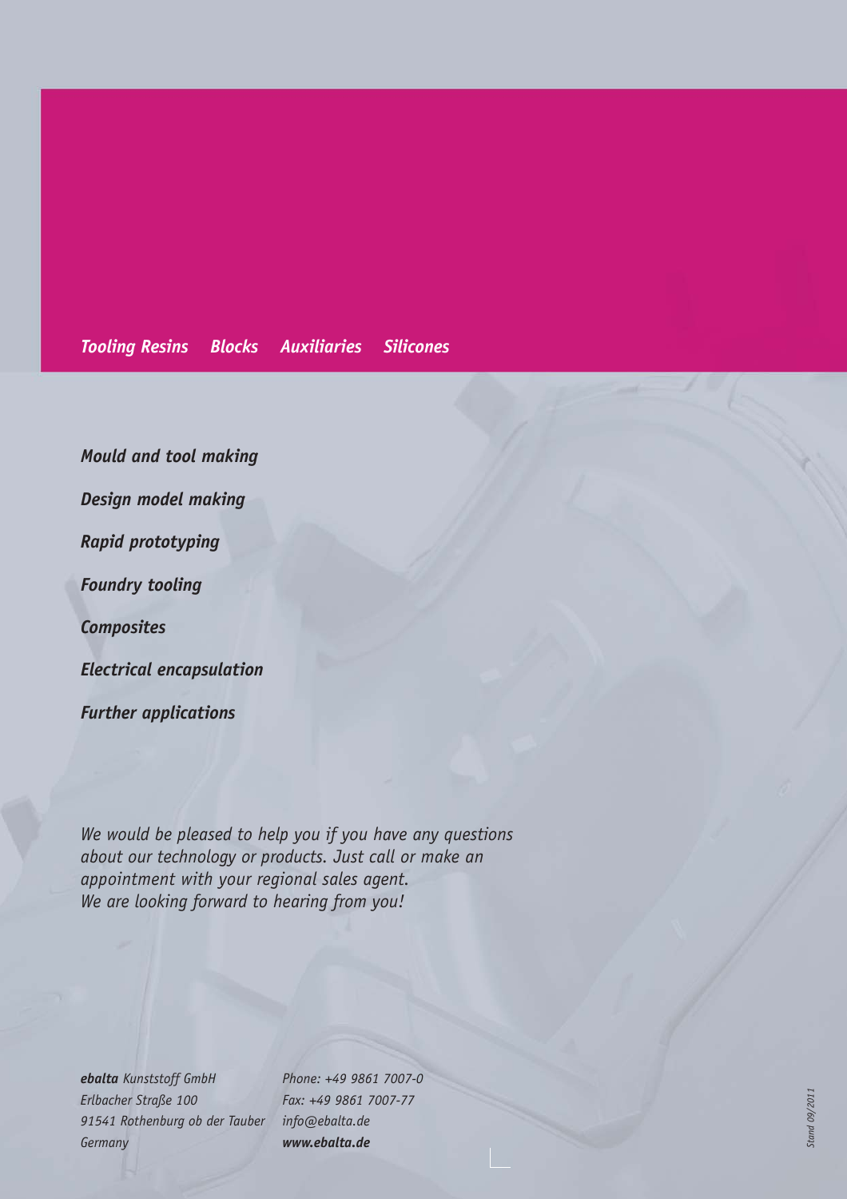*Tooling Resins    Blocks    Auxiliaries    Silicones*

*Mould and tool making*

*Design model making*

*Rapid prototyping*

*Foundry tooling*

*Composites*

*Electrical encapsulation*

*Further applications*

*We would be pleased to help you if you have any questions about our technology or products. Just call or make an appointment with your regional sales agent. We are looking forward to hearing from you!*

***ebalta** Kunststoff GmbH*
*Erlbacher Straße 100*
*91541 Rothenburg ob der Tauber*
*Germany*

*Phone: +49 9861 7007-0*
*Fax: +49 9861 7007-77*
*info@ebalta.de*
***www.ebalta.de***

*Stand 09/2011*